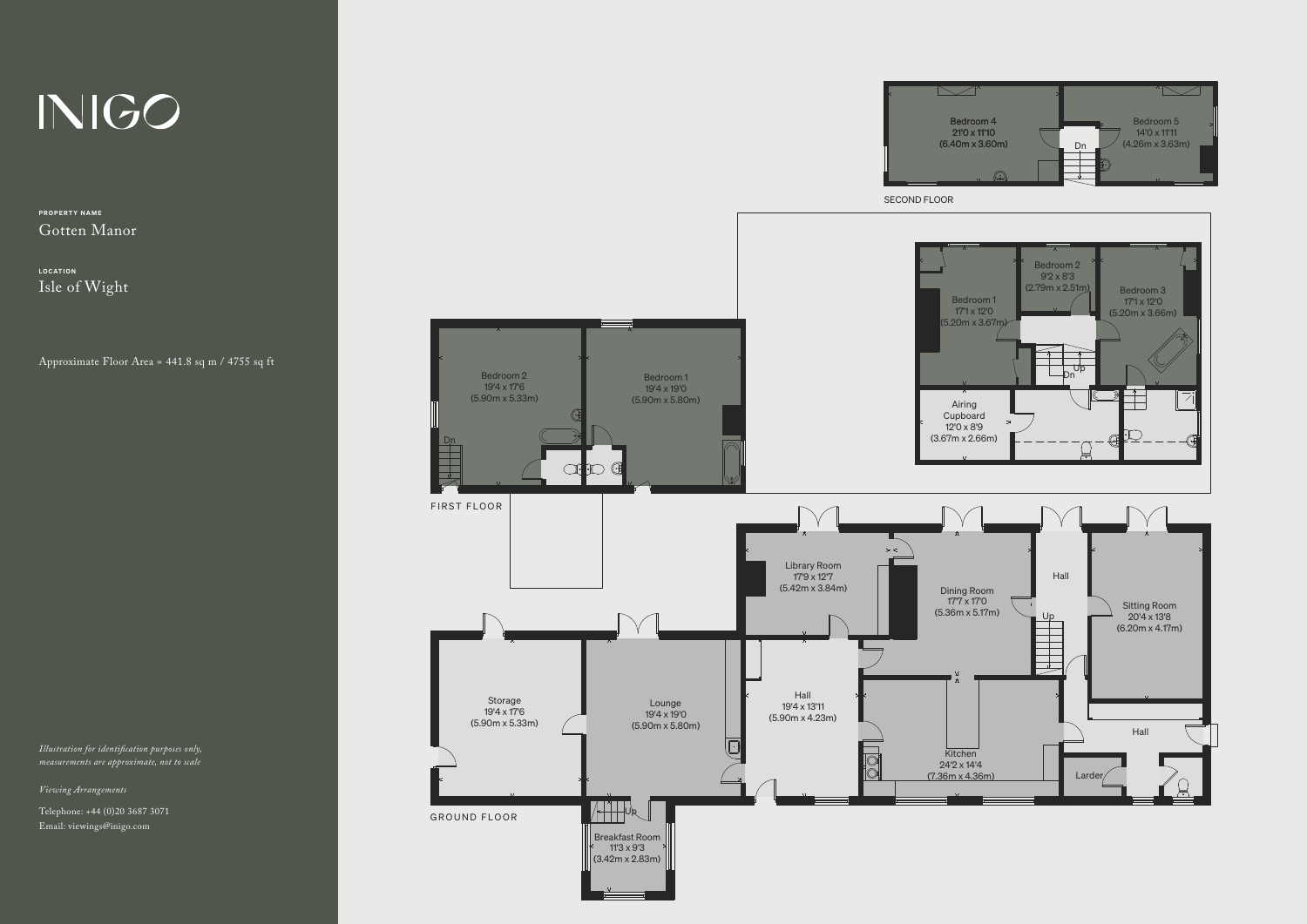# INIGO

**PROPERTY NAME**

Gotten Manor

**LOCATION**

Isle of Wight

Approximate Floor Area = 441.8 sq m / 4755 sq ft

*Illustration for identification purposes only, measurements are approximate, not to scale*

*Viewing Arrangements*

Telephone: +44 (0)20 3687 3071
Email: viewings@inigo.com

## SECOND FLOOR

- Bedroom 4 — 21'0 x 11'10 (6.40m x 3.60m)
- Bedroom 5 — 14'0 x 11'11 (4.26m x 3.63m)
- Dn

## FIRST FLOOR

- Bedroom 1 — 17'1 x 12'0 (5.20m x 3.67m)
- Bedroom 2 — 9'2 x 8'3 (2.79m x 2.51m)
- Bedroom 3 — 17'1 x 12'0 (5.20m x 3.66m)
- Airing Cupboard — 12'0 x 8'9 (3.67m x 2.66m)
- Up
- Dn

- Bedroom 2 — 19'4 x 17'6 (5.90m x 5.33m)
- Bedroom 1 — 19'4 x 19'0 (5.90m x 5.80m)
- Dn

## GROUND FLOOR

- Library Room — 17'9 x 12'7 (5.42m x 3.84m)
- Dining Room — 17'7 x 17'0 (5.36m x 5.17m)
- Hall
- Up
- Sitting Room — 20'4 x 13'8 (6.20m x 4.17m)
- Storage — 19'4 x 17'6 (5.90m x 5.33m)
- Lounge — 19'4 x 19'0 (5.90m x 5.80m)
- Hall — 19'4 x 13'11 (5.90m x 4.23m)
- Kitchen — 24'2 x 14'4 (7.36m x 4.36m)
- Hall
- Larder
- Up
- Breakfast Room — 11'3 x 9'3 (3.42m x 2.83m)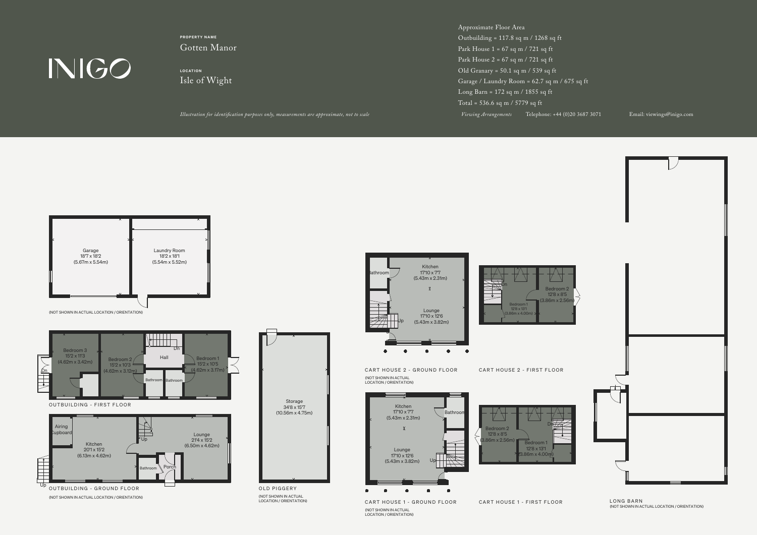INIGO

**PROPERTY NAME**

Gotten Manor

**LOCATION**

Isle of Wight

*Illustration for identification purposes only, measurements are approximate, not to scale*

Approximate Floor Area

Outbuilding = 117.8 sq m / 1268 sq ft

Park House 1 = 67 sq m / 721 sq ft

Park House 2 = 67 sq m / 721 sq ft

Old Granary = 50.1 sq m / 539 sq ft

Garage / Laundry Room = 62.7 sq m / 675 sq ft

Long Barn = 172 sq m / 1855 sq ft

Total = 536.6 sq m / 5779 sq ft

*Viewing Arrangements* Telephone: +44 (0)20 3687 3071 Email: viewings@inigo.com

Garage
18'7 x 18'2
(5.67m x 5.54m)

Laundry Room
18'2 x 18'1
(5.54m x 5.52m)

(NOT SHOWN IN ACTUAL LOCATION / ORIENTATION)

Bedroom 3
15'2 x 11'3
(4.62m x 3.42m)

Bedroom 2
15'2 x 10'3
(4.62m x 3.12m)

Hall

Bathroom

Bathroom

Bedroom 1
15'2 x 10'5
(4.62m x 3.17m)

Dn

OUTBUILDING - FIRST FLOOR

Airing Cupboard

Kitchen
20'1 x 15'2
(6.13m x 4.62m)

Up

Lounge
21'4 x 15'2
(6.50m x 4.62m)

Bathroom

Porch

OUTBUILDING - GROUND FLOOR

(NOT SHOWN IN ACTUAL LOCATION / ORIENTATION)

Storage
34'8 x 15'7
(10.56m x 4.75m)

OLD PIGGERY

(NOT SHOWN IN ACTUAL LOCATION / ORIENTATION)

Bathroom

Kitchen
17'10 x 7'7
(5.43m x 2.31m)

Lounge
17'10 x 12'6
(5.43m x 3.82m)

Up

CART HOUSE 2 - GROUND FLOOR

(NOT SHOWN IN ACTUAL LOCATION / ORIENTATION)

Dn

Bedroom 1
12'8 x 13'1
(3.86m x 4.00m)

Bedroom 2
12'8 x 8'5
(3.86m x 2.56m)

CART HOUSE 2 - FIRST FLOOR

Kitchen
17'10 x 7'7
(5.43m x 2.31m)

Bathroom

Lounge
17'10 x 12'6
(5.43m x 3.82m)

Up

CART HOUSE 1 - GROUND FLOOR

(NOT SHOWN IN ACTUAL LOCATION / ORIENTATION)

Bedroom 2
12'8 x 8'5
(3.86m x 2.56m)

Bedroom 1
12'8 x 13'1
(3.86m x 4.00m)

Dn

CART HOUSE 1 - FIRST FLOOR

LONG BARN

(NOT SHOWN IN ACTUAL LOCATION / ORIENTATION)